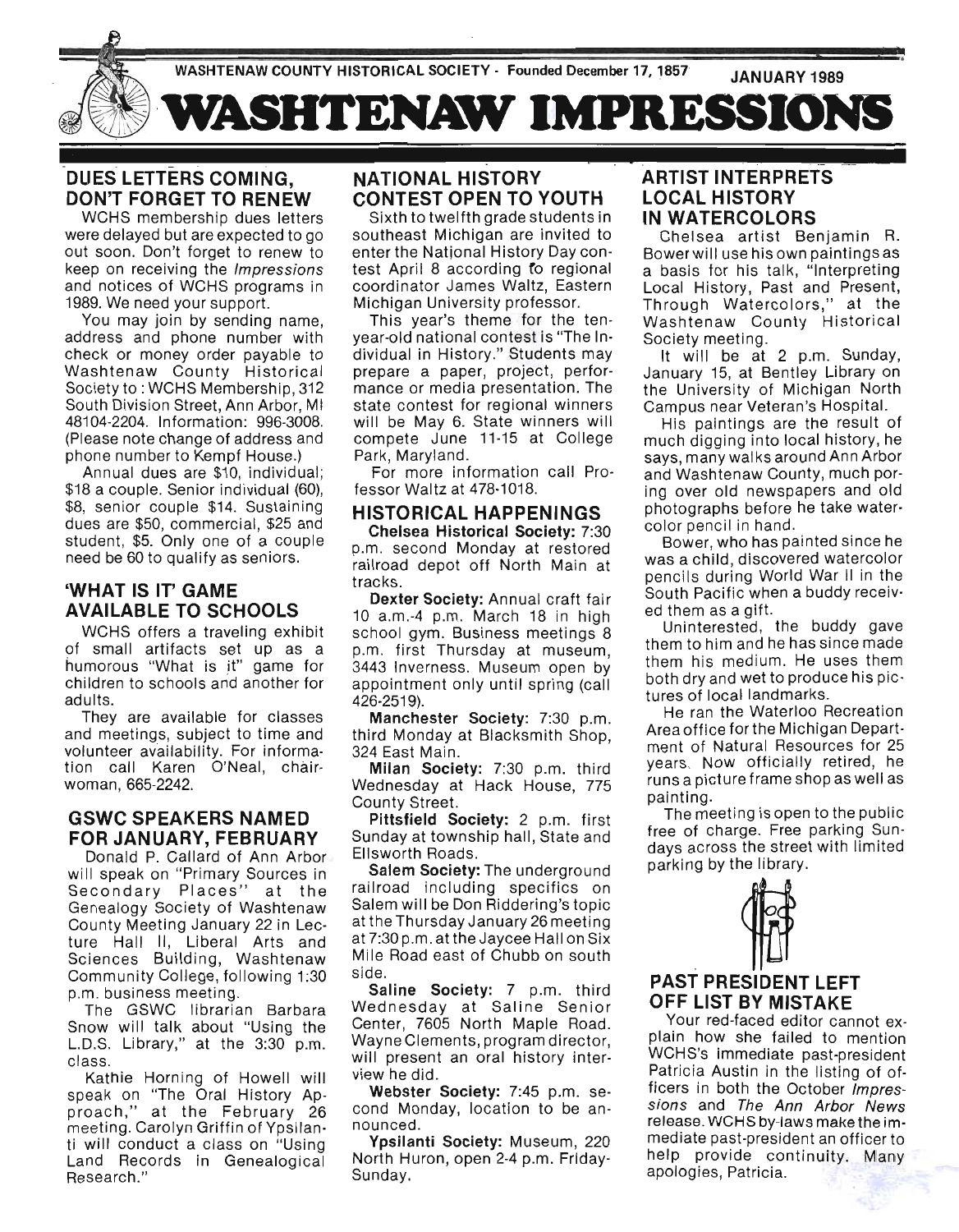WASHTENAW COUNTY HISTORICAL SOCIETY - Founded December 17, 1857 JANUARY 1989

# WASHTENAW IMPRESSIONS

## DUES LETTERS COMING, DON'T FORGET TO RENEW

WCHS membership dues letters were delayed but are expected to go out soon. Don't forget to renew to keep on receiving the *Impressions* and notices of WCHS programs in 1989. We need your support.

You may join by sending name, address and phone number with check or money order payable to Washtenaw County Historical Society to: WCHS Membership, 312 South Division Street, Ann Arbor, MI 48104-2204. Information: 996-3008. (Please note change of address and phone number to Kempf House.)

Annual dues are $10, individual; $18 a couple. Senior individual (60), $8, senior couple $14. Sustaining dues are $50, commercial, $25 and student, $5. Only one of a couple need be 60 to qualify as seniors.

## 'WHAT IS IT' GAME AVAILABLE TO SCHOOLS

WCHS offers a traveling exhibit of small artifacts set up as a humorous "What is it" game for children to schools and another for adults.

They are available for classes and meetings, subject to time and volunteer availability. For information call Karen O'Neal, chairwoman, 665-2242.

## GSWC SPEAKERS NAMED FOR JANUARY, FEBRUARY

Donald P. Callard of Ann Arbor will speak on "Primary Sources in Secondary Places" at the Genealogy Society of Washtenaw County Meeting January 22 in Lecture Hall II, Liberal Arts and Sciences Building, Washtenaw Community College, following 1:30 p.m. business meeting.

The GSWC librarian Barbara Snow will talk about "Using the L.D.S. Library," at the 3:30 p.m. class.

Kathie Horning of Howell will speak on "The Oral History Approach," at the February 26 meeting. Carolyn Griffin of Ypsilanti will conduct a class on "Using Land Records in Genealogical Research."

## NATIONAL HISTORY CONTEST OPEN TO YOUTH

Sixth to twelfth grade students in southeast Michigan are invited to enter the National History Day contest April 8 according to regional coordinator James Waltz, Eastern Michigan University professor.

This year's theme for the ten-year-old national contest is "The Individual in History." Students may prepare a paper, project, performance or media presentation. The state contest for regional winners will be May 6. State winners will compete June 11-15 at College Park, Maryland.

For more information call Professor Waltz at 478-1018.

## HISTORICAL HAPPENINGS

**Chelsea Historical Society:** 7:30 p.m. second Monday at restored railroad depot off North Main at tracks.

**Dexter Society:** Annual craft fair 10 a.m.-4 p.m. March 18 in high school gym. Business meetings 8 p.m. first Thursday at museum, 3443 Inverness. Museum open by appointment only until spring (call 426-2519).

**Manchester Society:** 7:30 p.m. third Monday at Blacksmith Shop, 324 East Main.

**Milan Society:** 7:30 p.m. third Wednesday at Hack House, 775 County Street.

**Pittsfield Society:** 2 p.m. first Sunday at township hall, State and Ellsworth Roads.

**Salem Society:** The underground railroad including specifics on Salem will be Don Riddering's topic at the Thursday January 26 meeting at 7:30 p.m. at the Jaycee Hall on Six Mile Road east of Chubb on south side.

**Saline Society:** 7 p.m. third Wednesday at Saline Senior Center, 7605 North Maple Road. Wayne Clements, program director, will present an oral history interview he did.

**Webster Society:** 7:45 p.m. second Monday, location to be announced.

**Ypsilanti Society:** Museum, 220 North Huron, open 2-4 p.m. Friday-Sunday.

## ARTIST INTERPRETS LOCAL HISTORY IN WATERCOLORS

Chelsea artist Benjamin R. Bower will use his own paintings as a basis for his talk, "Interpreting Local History, Past and Present, Through Watercolors," at the Washtenaw County Historical Society meeting.

It will be at 2 p.m. Sunday, January 15, at Bentley Library on the University of Michigan North Campus near Veteran's Hospital.

His paintings are the result of much digging into local history, he says, many walks around Ann Arbor and Washtenaw County, much poring over old newspapers and old photographs before he take watercolor pencil in hand.

Bower, who has painted since he was a child, discovered watercolor pencils during World War II in the South Pacific when a buddy received them as a gift.

Uninterested, the buddy gave them to him and he has since made them his medium. He uses them both dry and wet to produce his pictures of local landmarks.

He ran the Waterloo Recreation Area office for the Michigan Department of Natural Resources for 25 years. Now officially retired, he runs a picture frame shop as well as painting.

The meeting is open to the public free of charge. Free parking Sundays across the street with limited parking by the library.

## PAST PRESIDENT LEFT OFF LIST BY MISTAKE

Your red-faced editor cannot explain how she failed to mention WCHS's immediate past-president Patricia Austin in the listing of officers in both the October *Impressions* and *The Ann Arbor News* release. WCHS by-laws make the immediate past-president an officer to help provide continuity. Many apologies, Patricia.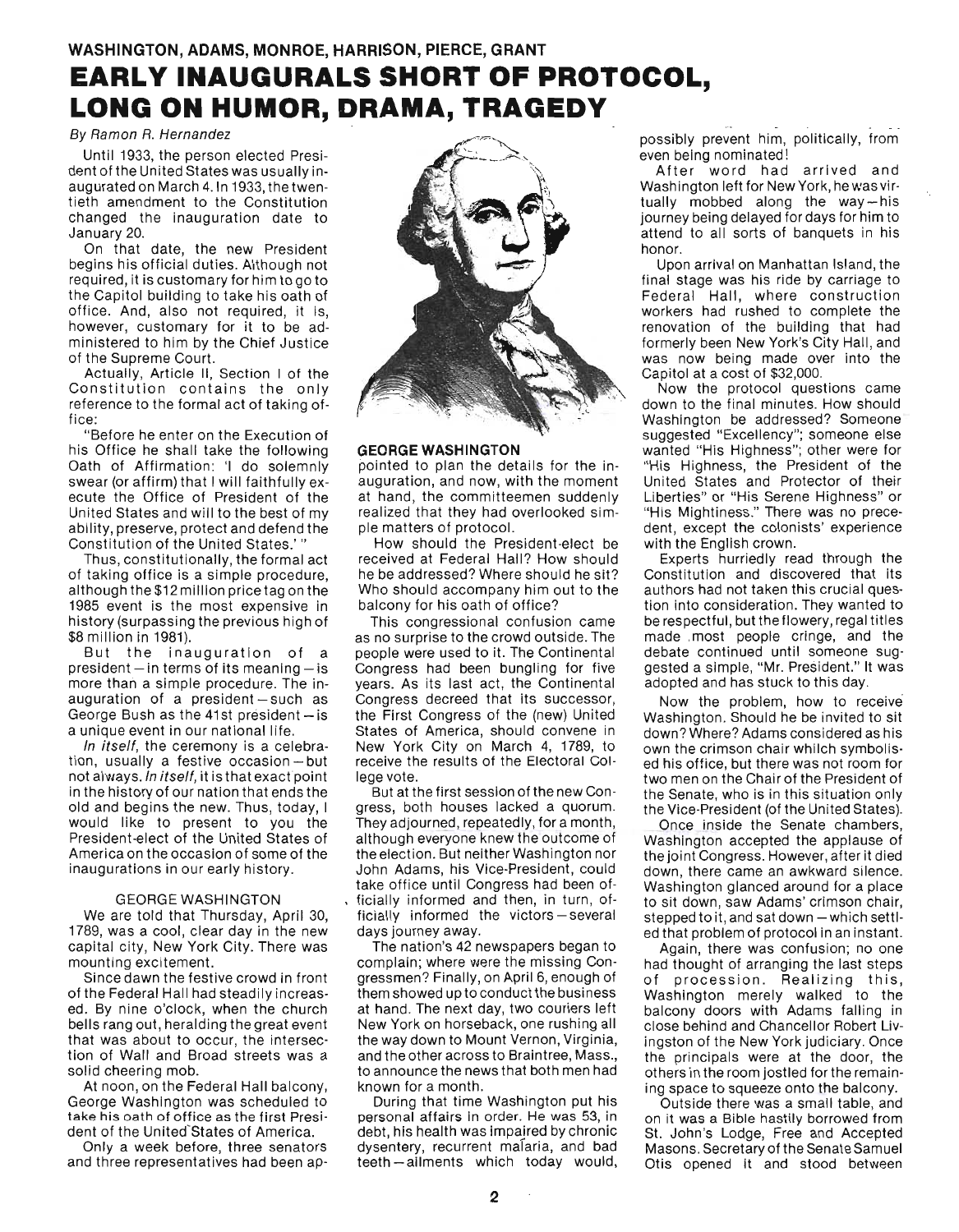WASHINGTON, ADAMS, MONROE, HARRISON, PIERCE, GRANT

# EARLY INAUGURALS SHORT OF PROTOCOL, LONG ON HUMOR, DRAMA, TRAGEDY

*By Ramon R. Hernandez*

Until 1933, the person elected President of the United States was usually inaugurated on March 4. In 1933, the twentieth amendment to the Constitution changed the inauguration date to January 20.

On that date, the new President begins his official duties. Although not required, it is customary for him to go to the Capitol building to take his oath of office. And, also not required, it is, however, customary for it to be administered to him by the Chief Justice of the Supreme Court.

Actually, Article II, Section I of the Constitution contains the only reference to the formal act of taking office:

"Before he enter on the Execution of his Office he shall take the following Oath of Affirmation: 'I do solemnly swear (or affirm) that I will faithfully execute the Office of President of the United States and will to the best of my ability, preserve, protect and defend the Constitution of the United States.' "

Thus, constitutionally, the formal act of taking office is a simple procedure, although the $12 million price tag on the 1985 event is the most expensive in history (surpassing the previous high of $8 million in 1981).

But the inauguration of a president – in terms of its meaning – is more than a simple procedure. The inauguration of a president – such as George Bush as the 41st president – is a unique event in our national life.

*In itself*, the ceremony is a celebration, usually a festive occasion – but not always. *In itself*, it is that exact point in the history of our nation that ends the old and begins the new. Thus, today, I would like to present to you the President-elect of the United States of America on the occasion of some of the inaugurations in our early history.

## GEORGE WASHINGTON

We are told that Thursday, April 30, 1789, was a cool, clear day in the new capital city, New York City. There was mounting excitement.

Since dawn the festive crowd in front of the Federal Hall had steadily increased. By nine o'clock, when the church bells rang out, heralding the great event that was about to occur, the intersection of Wall and Broad streets was a solid cheering mob.

At noon, on the Federal Hall balcony, George Washington was scheduled to take his oath of office as the first President of the United States of America.

Only a week before, three senators and three representatives had been appointed to plan the details for the inauguration, and now, with the moment at hand, the committeemen suddenly realized that they had overlooked simple matters of protocol.

**GEORGE WASHINGTON**

How should the President-elect be received at Federal Hall? How should he be addressed? Where should he sit? Who should accompany him out to the balcony for his oath of office?

This congressional confusion came as no surprise to the crowd outside. The people were used to it. The Continental Congress had been bungling for five years. As its last act, the Continental Congress decreed that its successor, the First Congress of the (new) United States of America, should convene in New York City on March 4, 1789, to receive the results of the Electoral College vote.

But at the first session of the new Congress, both houses lacked a quorum. They adjourned, repeatedly, for a month, although everyone knew the outcome of the election. But neither Washington nor John Adams, his Vice-President, could take office until Congress had been officially informed and then, in turn, officially informed the victors – several days journey away.

The nation's 42 newspapers began to complain; where were the missing Congressmen? Finally, on April 6, enough of them showed up to conduct the business at hand. The next day, two couriers left New York on horseback, one rushing all the way down to Mount Vernon, Virginia, and the other across to Braintree, Mass., to announce the news that both men had known for a month.

During that time Washington put his personal affairs in order. He was 53, in debt, his health was impaired by chronic dysentery, recurrent malaria, and bad teeth – ailments which today would, possibly prevent him, politically, from even being nominated!

After word had arrived and Washington left for New York, he was virtually mobbed along the way – his journey being delayed for days for him to attend to all sorts of banquets in his honor.

Upon arrival on Manhattan Island, the final stage was his ride by carriage to Federal Hall, where construction workers had rushed to complete the renovation of the building that had formerly been New York's City Hall, and was now being made over into the Capitol at a cost of $32,000.

Now the protocol questions came down to the final minutes. How should Washington be addressed? Someone suggested "Excellency"; someone else wanted "His Highness"; other were for "His Highness, the President of the United States and Protector of their Liberties" or "His Serene Highness" or "His Mightiness." There was no precedent, except the colonists' experience with the English crown.

Experts hurriedly read through the Constitution and discovered that its authors had not taken this crucial question into consideration. They wanted to be respectful, but the flowery, regal titles made most people cringe, and the debate continued until someone suggested a simple, "Mr. President." It was adopted and has stuck to this day.

Now the problem, how to receive Washington. Should he be invited to sit down? Where? Adams considered as his own the crimson chair which symbolised his office, but there was not room for two men on the Chair of the President of the Senate, who is in this situation only the Vice-President (of the United States).

Once inside the Senate chambers, Washington accepted the applause of the joint Congress. However, after it died down, there came an awkward silence. Washington glanced around for a place to sit down, saw Adams' crimson chair, stepped to it, and sat down – which settled that problem of protocol in an instant.

Again, there was confusion; no one had thought of arranging the last steps of procession. Realizing this, Washington merely walked to the balcony doors with Adams falling in close behind and Chancellor Robert Livingston of the New York judiciary. Once the principals were at the door, the others in the room jostled for the remaining space to squeeze onto the balcony.

Outside there was a small table, and on it was a Bible hastily borrowed from St. John's Lodge, Free and Accepted Masons. Secretary of the Senate Samuel Otis opened it and stood between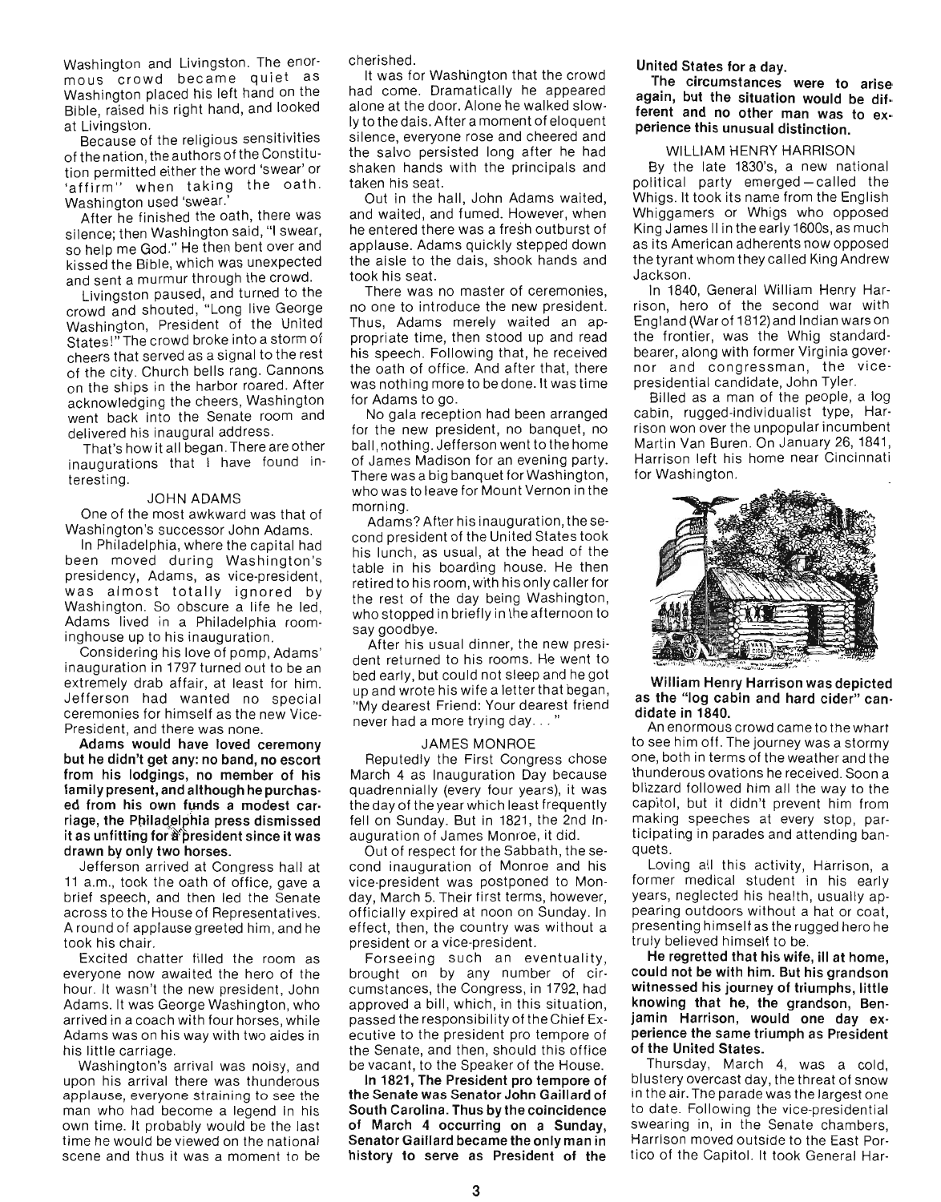Washington and Livingston. The enormous crowd became quiet as Washington placed his left hand on the Bible, raised his right hand, and looked at Livingston.

Because of the religious sensitivities of the nation, the authors of the Constitution permitted either the word 'swear' or 'affirm' when taking the oath. Washington used 'swear.'

After he finished the oath, there was silence; then Washington said, "I swear, so help me God." He then bent over and kissed the Bible, which was unexpected and sent a murmur through the crowd.

Livingston paused, and turned to the crowd and shouted, "Long live George Washington, President of the United States!" The crowd broke into a storm of cheers that served as a signal to the rest of the city. Church bells rang. Cannons on the ships in the harbor roared. After acknowledging the cheers, Washington went back into the Senate room and delivered his inaugural address.

That's how it all began. There are other inaugurations that I have found interesting.

### JOHN ADAMS

One of the most awkward was that of Washington's successor John Adams.

In Philadelphia, where the capital had been moved during Washington's presidency, Adams, as vice-president, was almost totally ignored by Washington. So obscure a life he led, Adams lived in a Philadelphia roominghouse up to his inauguration.

Considering his love of pomp, Adams' inauguration in 1797 turned out to be an extremely drab affair, at least for him. Jefferson had wanted no special ceremonies for himself as the new Vice-President, and there was none.

**Adams would have loved ceremony but he didn't get any: no band, no escort from his lodgings, no member of his family present, and although he purchased from his own funds a modest carriage, the Philadelphia press dismissed it as unfitting for a president since it was drawn by only two horses.**

Jefferson arrived at Congress hall at 11 a.m., took the oath of office, gave a brief speech, and then led the Senate across to the House of Representatives. A round of applause greeted him, and he took his chair.

Excited chatter filled the room as everyone now awaited the hero of the hour. It wasn't the new president, John Adams. It was George Washington, who arrived in a coach with four horses, while Adams was on his way with two aides in his little carriage.

Washington's arrival was noisy, and upon his arrival there was thunderous applause, everyone straining to see the man who had become a legend in his own time. It probably would be the last time he would be viewed on the national scene and thus it was a moment to be cherished.

It was for Washington that the crowd had come. Dramatically he appeared alone at the door. Alone he walked slowly to the dais. After a moment of eloquent silence, everyone rose and cheered and the salvo persisted long after he had shaken hands with the principals and taken his seat.

Out in the hall, John Adams waited, and waited, and fumed. However, when he entered there was a fresh outburst of applause. Adams quickly stepped down the aisle to the dais, shook hands and took his seat.

There was no master of ceremonies, no one to introduce the new president. Thus, Adams merely waited an appropriate time, then stood up and read his speech. Following that, he received the oath of office. And after that, there was nothing more to be done. It was time for Adams to go.

No gala reception had been arranged for the new president, no banquet, no ball, nothing. Jefferson went to the home of James Madison for an evening party. There was a big banquet for Washington, who was to leave for Mount Vernon in the morning.

Adams? After his inauguration, the second president of the United States took his lunch, as usual, at the head of the table in his boarding house. He then retired to his room, with his only caller for the rest of the day being Washington, who stopped in briefly in the afternoon to say goodbye.

After his usual dinner, the new president returned to his rooms. He went to bed early, but could not sleep and he got up and wrote his wife a letter that began, "My dearest Friend: Your dearest friend never had a more trying day. . . "

### JAMES MONROE

Reputedly the First Congress chose March 4 as Inauguration Day because quadrennially (every four years), it was the day of the year which least frequently fell on Sunday. But in 1821, the 2nd Inauguration of James Monroe, it did.

Out of respect for the Sabbath, the second inauguration of Monroe and his vice-president was postponed to Monday, March 5. Their first terms, however, officially expired at noon on Sunday. In effect, then, the country was without a president or a vice-president.

Forseeing such an eventuality, brought on by any number of circumstances, the Congress, in 1792, had approved a bill, which, in this situation, passed the responsibility of the Chief Executive to the president pro tempore of the Senate, and then, should this office be vacant, to the Speaker of the House.

**In 1821, The President pro tempore of the Senate was Senator John Gaillard of South Carolina. Thus by the coincidence of March 4 occurring on a Sunday, Senator Gaillard became the only man in history to serve as President of the United States for a day.**

**The circumstances were to arise again, but the situation would be different and no other man was to experience this unusual distinction.**

### WILLIAM HENRY HARRISON

By the late 1830's, a new national political party emerged—called the Whigs. It took its name from the English Whiggamers or Whigs who opposed King James II in the early 1600s, as much as its American adherents now opposed the tyrant whom they called King Andrew Jackson.

In 1840, General William Henry Harrison, hero of the second war with England (War of 1812) and Indian wars on the frontier, was the Whig standard-bearer, along with former Virginia governor and congressman, the vice-presidential candidate, John Tyler.

Billed as a man of the people, a log cabin, rugged-individualist type, Harrison won over the unpopular incumbent Martin Van Buren. On January 26, 1841, Harrison left his home near Cincinnati for Washington.

**William Henry Harrison was depicted as the "log cabin and hard cider" candidate in 1840.**

An enormous crowd came to the wharf to see him off. The journey was a stormy one, both in terms of the weather and the thunderous ovations he received. Soon a blizzard followed him all the way to the capitol, but it didn't prevent him from making speeches at every stop, participating in parades and attending banquets.

Loving all this activity, Harrison, a former medical student in his early years, neglected his health, usually appearing outdoors without a hat or coat, presenting himself as the rugged hero he truly believed himself to be.

**He regretted that his wife, ill at home, could not be with him. But his grandson witnessed his journey of triumphs, little knowing that he, the grandson, Benjamin Harrison, would one day experience the same triumph as President of the United States.**

Thursday, March 4, was a cold, blustery overcast day, the threat of snow in the air. The parade was the largest one to date. Following the vice-presidential swearing in, in the Senate chambers, Harrison moved outside to the East Portico of the Capitol. It took General Har-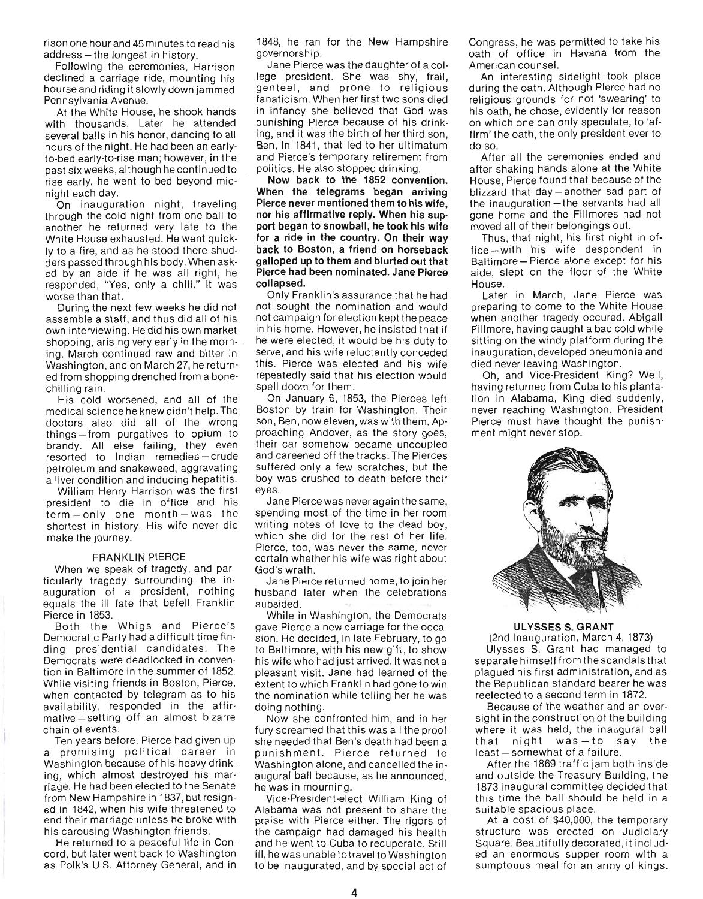rison one hour and 45 minutes to read his address – the longest in history.

Following the ceremonies, Harrison declined a carriage ride, mounting his hourse and riding it slowly down jammed Pennsylvania Avenue.

At the White House, he shook hands with thousands. Later he attended several balls in his honor, dancing to all hours of the night. He had been an early-to-bed early-to-rise man; however, in the past six weeks, although he continued to rise early, he went to bed beyond midnight each day.

On inauguration night, traveling through the cold night from one ball to another he returned very late to the White House exhausted. He went quickly to a fire, and as he stood there shudders passed through his body. When asked by an aide if he was all right, he responded, "Yes, only a chill." It was worse than that.

During the next few weeks he did not assemble a staff, and thus did all of his own interviewing. He did his own market shopping, arising very early in the morning. March continued raw and bitter in Washington, and on March 27, he returned from shopping drenched from a bone-chilling rain.

His cold worsened, and all of the medical science he knew didn't help. The doctors also did all of the wrong things – from purgatives to opium to brandy. All else failing, they even resorted to Indian remedies – crude petroleum and snakeweed, aggravating a liver condition and inducing hepatitis.

William Henry Harrison was the first president to die in office and his term – only one month – was the shortest in history. His wife never did make the journey.

## FRANKLIN PIERCE

When we speak of tragedy, and particularly tragedy surrounding the inauguration of a president, nothing equals the ill fate that befell Franklin Pierce in 1853.

Both the Whigs and Pierce's Democratic Party had a difficult time finding presidential candidates. The Democrats were deadlocked in convention in Baltimore in the summer of 1852. While visiting friends in Boston, Pierce, when contacted by telegram as to his availability, responded in the affirmative – setting off an almost bizarre chain of events.

Ten years before, Pierce had given up a promising political career in Washington because of his heavy drinking, which almost destroyed his marriage. He had been elected to the Senate from New Hampshire in 1837, but resigned in 1842, when his wife threatened to end their marriage unless he broke with his carousing Washington friends.

He returned to a peaceful life in Concord, but later went back to Washington as Polk's U.S. Attorney General, and in 1848, he ran for the New Hampshire governorship.

Jane Pierce was the daughter of a college president. She was shy, frail, genteel, and prone to religious fanaticism. When her first two sons died in infancy she believed that God was punishing Pierce because of his drinking, and it was the birth of her third son, Ben, in 1841, that led to her ultimatum and Pierce's temporary retirement from politics. He also stopped drinking.

**Now back to the 1852 convention. When the telegrams began arriving Pierce never mentioned them to his wife, nor his affirmative reply. When his support began to snowball, he took his wife for a ride in the country. On their way back to Boston, a friend on horseback galloped up to them and blurted out that Pierce had been nominated. Jane Pierce collapsed.**

Only Franklin's assurance that he had not sought the nomination and would not campaign for election kept the peace in his home. However, he insisted that if he were elected, it would be his duty to serve, and his wife reluctantly conceded this. Pierce was elected and his wife repeatedly said that his election would spell doom for them.

On January 6, 1853, the Pierces left Boston by train for Washington. Their son, Ben, now eleven, was with them. Approaching Andover, as the story goes, their car somehow became uncoupled and careened off the tracks. The Pierces suffered only a few scratches, but the boy was crushed to death before their eyes.

Jane Pierce was never again the same, spending most of the time in her room writing notes of love to the dead boy, which she did for the rest of her life. Pierce, too, was never the same, never certain whether his wife was right about God's wrath.

Jane Pierce returned home, to join her husband later when the celebrations subsided.

While in Washington, the Democrats gave Pierce a new carriage for the occasion. He decided, in late February, to go to Baltimore, with his new gift, to show his wife who had just arrived. It was not a pleasant visit. Jane had learned of the extent to which Franklin had gone to win the nomination while telling her he was doing nothing.

Now she confronted him, and in her fury screamed that this was all the proof she needed that Ben's death had been a punishment. Pierce returned to Washington alone, and cancelled the inaugural ball because, as he announced, he was in mourning.

Vice-President-elect William King of Alabama was not present to share the praise with Pierce either. The rigors of the campaign had damaged his health and he went to Cuba to recuperate. Still ill, he was unable to travel to Washington to be inaugurated, and by special act of Congress, he was permitted to take his oath of office in Havana from the American counsel.

An interesting sidelight took place during the oath. Although Pierce had no religious grounds for not 'swearing' to his oath, he chose, evidently for reason on which one can only speculate, to 'affirm' the oath, the only president ever to do so.

After all the ceremonies ended and after shaking hands alone at the White House, Pierce found that because of the blizzard that day – another sad part of the inauguration – the servants had all gone home and the Fillmores had not moved all of their belongings out.

Thus, that night, his first night in office – with his wife despondent in Baltimore – Pierce alone except for his aide, slept on the floor of the White House.

Later in March, Jane Pierce was preparing to come to the White House when another tragedy occured. Abigail Fillmore, having caught a bad cold while sitting on the windy platform during the inauguration, developed pneumonia and died never leaving Washington.

Oh, and Vice-President King? Well, having returned from Cuba to his plantation in Alabama, King died suddenly, never reaching Washington. President Pierce must have thought the punishment might never stop.

## ULYSSES S. GRANT

(2nd Inauguration, March 4, 1873)

Ulysses S. Grant had managed to separate himself from the scandals that plagued his first administration, and as the Republican standard bearer he was reelected to a second term in 1872.

Because of the weather and an oversight in the construction of the building where it was held, the inaugural ball that night was – to say the least – somewhat of a failure.

After the 1869 traffic jam both inside and outside the Treasury Building, the 1873 inaugural committee decided that this time the ball should be held in a suitable spacious place.

At a cost of $40,000, the temporary structure was erected on Judiciary Square. Beautifully decorated, it included an enormous supper room with a sumptouus meal for an army of kings.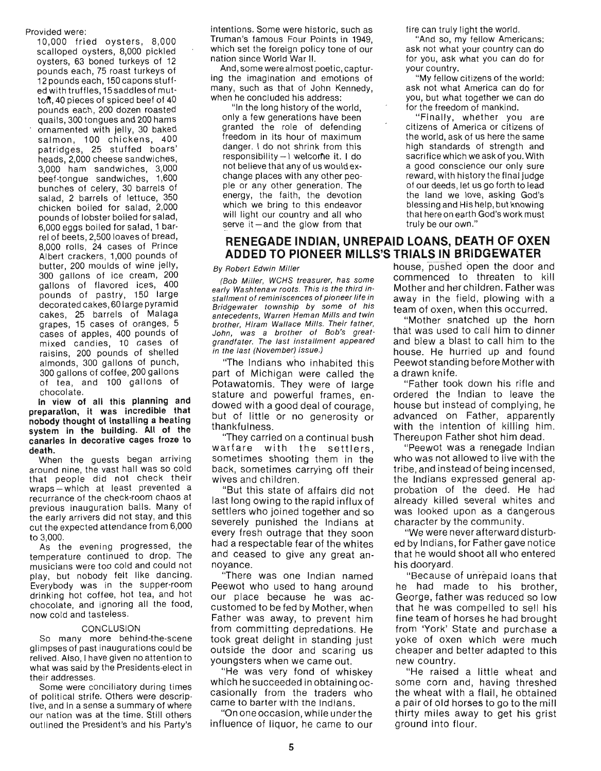Provided were:

10,000 fried oysters, 8,000 scalloped oysters, 8,000 pickled oysters, 63 boned turkeys of 12 pounds each, 75 roast turkeys of 12 pounds each, 150 capons stuffed with truffles, 15 saddles of mutton, 40 pieces of spiced beef of 40 pounds each, 200 dozen roasted quails, 300 tongues and 200 hams ornamented with jelly, 30 baked salmon, 100 chickens, 400 patridges, 25 stuffed boars' heads, 2,000 cheese sandwiches, 3,000 ham sandwiches, 3,000 beef-tongue sandwiches, 1,600 bunches of celery, 30 barrels of salad, 2 barrels of lettuce, 350 chicken boiled for salad, 2,000 pounds of lobster boiled for salad, 6,000 eggs boiled for salad, 1 barrel of beets, 2,500 loaves of bread, 8,000 rolls, 24 cases of Prince Albert crackers, 1,000 pounds of butter, 200 moulds of wine jelly, 300 gallons of ice cream, 200 gallons of flavored ices, 400 pounds of pastry, 150 large decorated cakes, 60 large pyramid cakes, 25 barrels of Malaga grapes, 15 cases of oranges, 5 cases of apples, 400 pounds of mixed candies, 10 cases of raisins, 200 pounds of shelled almonds, 300 gallons of punch, 300 gallons of coffee, 200 gallons of tea, and 100 gallons of chocolate.

**In view of all this planning and preparation, it was incredible that nobody thought of installing a heating system in the building. All of the canaries in decorative cages froze to death.**

When the guests began arriving around nine, the vast hall was so cold that people did not check their wraps—which at least prevented a recurrance of the check-room chaos at previous inauguration balls. Many of the early arrivers did not stay, and this cut the expected attendance from 6,000 to 3,000.

As the evening progressed, the temperature continued to drop. The musicians were too cold and could not play, but nobody felt like dancing. Everybody was in the supper-room drinking hot coffee, hot tea, and hot chocolate, and ignoring all the food, now cold and tasteless.

CONCLUSION

So many more behind-the-scene glimpses of past inaugurations could be relived. Also, I have given no attention to what was said by the Presidents-elect in their addresses.

Some were conciliatory during times of political strife. Others were descriptive, and in a sense a summary of where our nation was at the time. Still others outlined the President's and his Party's intentions. Some were historic, such as Truman's famous Four Points in 1949, which set the foreign policy tone of our nation since World War II.

And, some were almost poetic, capturing the imagination and emotions of many, such as that of John Kennedy, when he concluded his address:

"In the long history of the world, only a few generations have been granted the role of defending freedom in its hour of maximum danger. I do not shrink from this responsibility—I welcome it. I do not believe that any of us would exchange places with any other people or any other generation. The energy, the faith, the devotion which we bring to this endeavor will light our country and all who serve it—and the glow from that fire can truly light the world.

"And so, my fellow Americans: ask not what your country can do for you, ask what you can do for your country.

"My fellow citizens of the world: ask not what America can do for you, but what together we can do for the freedom of mankind.

"Finally, whether you are citizens of America or citizens of the world, ask of us here the same high standards of strength and sacrifice which we ask of you. With a good conscience our only sure reward, with history the final judge of our deeds, let us go forth to lead the land we love, asking God's blessing and His help, but knowing that here on earth God's work must truly be our own."

## RENEGADE INDIAN, UNREPAID LOANS, DEATH OF OXEN ADDED TO PIONEER MILLS'S TRIALS IN BRIDGEWATER

*By Robert Edwin Miller*

*(Bob Miller, WCHS treasurer, has some early Washtenaw roots. This is the third installment of reminiscences of pioneer life in Bridgewater township by some of his antecedents, Warren Heman Mills and twin brother, Hiram Wallace Mills. Their father, John, was a brother of Bob's great-grandfater. The last installment appeared in the last (November) issue.)*

"The Indians who inhabited this part of Michigan were called the Potawatomis. They were of large stature and powerful frames, endowed with a good deal of courage, but of little or no generosity or thankfulness.

"They carried on a continual bush warfare with the settlers, sometimes shooting them in the back, sometimes carrying off their wives and children.

"But this state of affairs did not last long owing to the rapid influx of settlers who joined together and so severely punished the Indians at every fresh outrage that they soon had a respectable fear of the whites and ceased to give any great annoyance.

"There was one Indian named Peewot who used to hang around our place because he was accustomed to be fed by Mother, when Father was away, to prevent him from committing depredations. He took great delight in standing just outside the door and scaring us youngsters when we came out.

"He was very fond of whiskey which he succeeded in obtaining occasionally from the traders who came to barter with the Indians.

"On one occasion, while under the influence of liquor, he came to our house, pushed open the door and commenced to threaten to kill Mother and her children. Father was away in the field, plowing with a team of oxen, when this occurred.

"Mother snatched up the horn that was used to call him to dinner and blew a blast to call him to the house. He hurried up and found Peewot standing before Mother with a drawn knife.

"Father took down his rifle and ordered the Indian to leave the house but instead of complying, he advanced on Father, apparently with the intention of killing him. Thereupon Father shot him dead.

"Peewot was a renegade Indian who was not allowed to live with the tribe, and instead of being incensed, the Indians expressed general approbation of the deed. He had already killed several whites and was looked upon as a dangerous character by the community.

"We were never afterward disturbed by Indians, for Father gave notice that he would shoot all who entered his dooryard.

"Because of unrepaid loans that he had made to his brother, George, father was reduced so low that he was compelled to sell his fine team of horses he had brought from 'York' State and purchase a yoke of oxen which were much cheaper and better adapted to this new country.

"He raised a little wheat and some corn and, having threshed the wheat with a flail, he obtained a pair of old horses to go to the mill thirty miles away to get his grist ground into flour.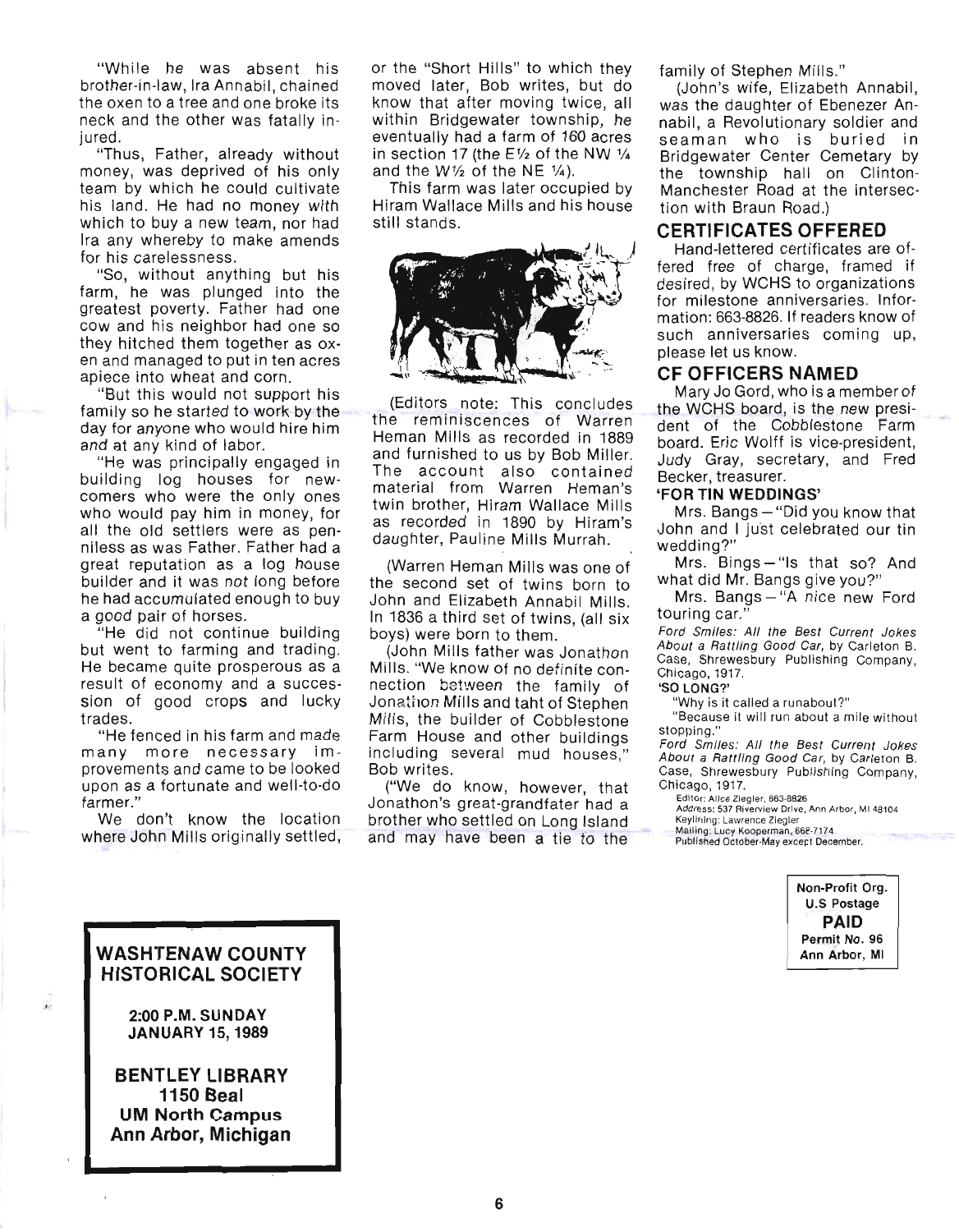"While he was absent his brother-in-law, Ira Annabil, chained the oxen to a tree and one broke its neck and the other was fatally injured.

"Thus, Father, already without money, was deprived of his only team by which he could cultivate his land. He had no money with which to buy a new team, nor had Ira any whereby to make amends for his carelessness.

"So, without anything but his farm, he was plunged into the greatest poverty. Father had one cow and his neighbor had one so they hitched them together as oxen and managed to put in ten acres apiece into wheat and corn.

"But this would not support his family so he started to work by the day for anyone who would hire him and at any kind of labor.

"He was principally engaged in building log houses for newcomers who were the only ones who would pay him in money, for all the old settlers were as penniless as was Father. Father had a great reputation as a log house builder and it was not long before he had accumulated enough to buy a good pair of horses.

"He did not continue building but went to farming and trading. He became quite prosperous as a result of economy and a succession of good crops and lucky trades.

"He fenced in his farm and made many more necessary improvements and came to be looked upon as a fortunate and well-to-do farmer."

We don't know the location where John Mills originally settled, or the "Short Hills" to which they moved later, Bob writes, but do know that after moving twice, all within Bridgewater township, he eventually had a farm of 160 acres in section 17 (the E½ of the NW ¼ and the W½ of the NE ¼).

This farm was later occupied by Hiram Wallace Mills and his house still stands.

(Editors note: This concludes the reminiscences of Warren Heman Mills as recorded in 1889 and furnished to us by Bob Miller. The account also contained material from Warren Heman's twin brother, Hiram Wallace Mills as recorded in 1890 by Hiram's daughter, Pauline Mills Murrah.

(Warren Heman Mills was one of the second set of twins born to John and Elizabeth Annabil Mills. In 1836 a third set of twins, (all six boys) were born to them.

(John Mills father was Jonathon Mills. "We know of no definite connection between the family of Jonathon Mills and taht of Stephen Mills, the builder of Cobblestone Farm House and other buildings including several mud houses," Bob writes.

("We do know, however, that Jonathon's great-grandfater had a brother who settled on Long Island and may have been a tie to the family of Stephen Mills."

(John's wife, Elizabeth Annabil, was the daughter of Ebenezer Annabil, a Revolutionary soldier and seaman who is buried in Bridgewater Center Cemetary by the township hall on Clinton-Manchester Road at the intersection with Braun Road.)

## CERTIFICATES OFFERED

Hand-lettered certificates are offered free of charge, framed if desired, by WCHS to organizations for milestone anniversaries. Information: 663-8826. If readers know of such anniversaries coming up, please let us know.

## CF OFFICERS NAMED

Mary Jo Gord, who is a member of the WCHS board, is the new president of the Cobblestone Farm board. Eric Wolff is vice-president, Judy Gray, secretary, and Fred Becker, treasurer.

### 'FOR TIN WEDDINGS'

Mrs. Bangs—"Did you know that John and I just celebrated our tin wedding?"

Mrs. Bings—"Is that so? And what did Mr. Bangs give you?"

Mrs. Bangs—"A nice new Ford touring car."

*Ford Smiles: All the Best Current Jokes About a Rattling Good Car*, by Carleton B. Case, Shrewesbury Publishing Company, Chicago, 1917.

### 'SO LONG?'

"Why is it called a runabout?"

"Because it will run about a mile without stopping."

*Ford Smiles: All the Best Current Jokes About a Rattling Good Car*, by Carleton B. Case, Shrewesbury Publishing Company, Chicago, 1917.

Editor: Alice Ziegler, 663-8826
Address: 537 Riverview Drive, Ann Arbor, MI 48104
Keylining: Lawrence Ziegler
Mailing: Lucy Kooperman, 662-7174
Published October-May except December.

Non-Profit Org.
U.S Postage
**PAID**
Permit No. 96
Ann Arbor, MI

**WASHTENAW COUNTY HISTORICAL SOCIETY**

**2:00 P.M. SUNDAY**
**JANUARY 15, 1989**

**BENTLEY LIBRARY**
**1150 Beal**
**UM North Campus**
**Ann Arbor, Michigan**